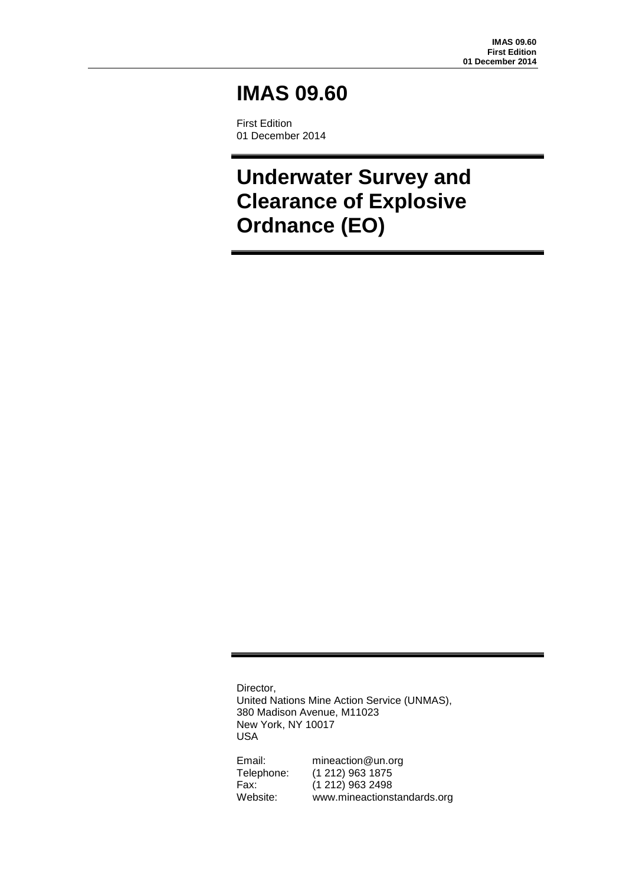# IMAS 09.60

First Edition
01 December 2014

# Underwater Survey and Clearance of Explosive Ordnance (EO)

Director,
United Nations Mine Action Service (UNMAS),
380 Madison Avenue, M11023
New York, NY 10017
USA

Email: mineaction@un.org
Telephone: (1 212) 963 1875
Fax: (1 212) 963 2498
Website: www.mineactionstandards.org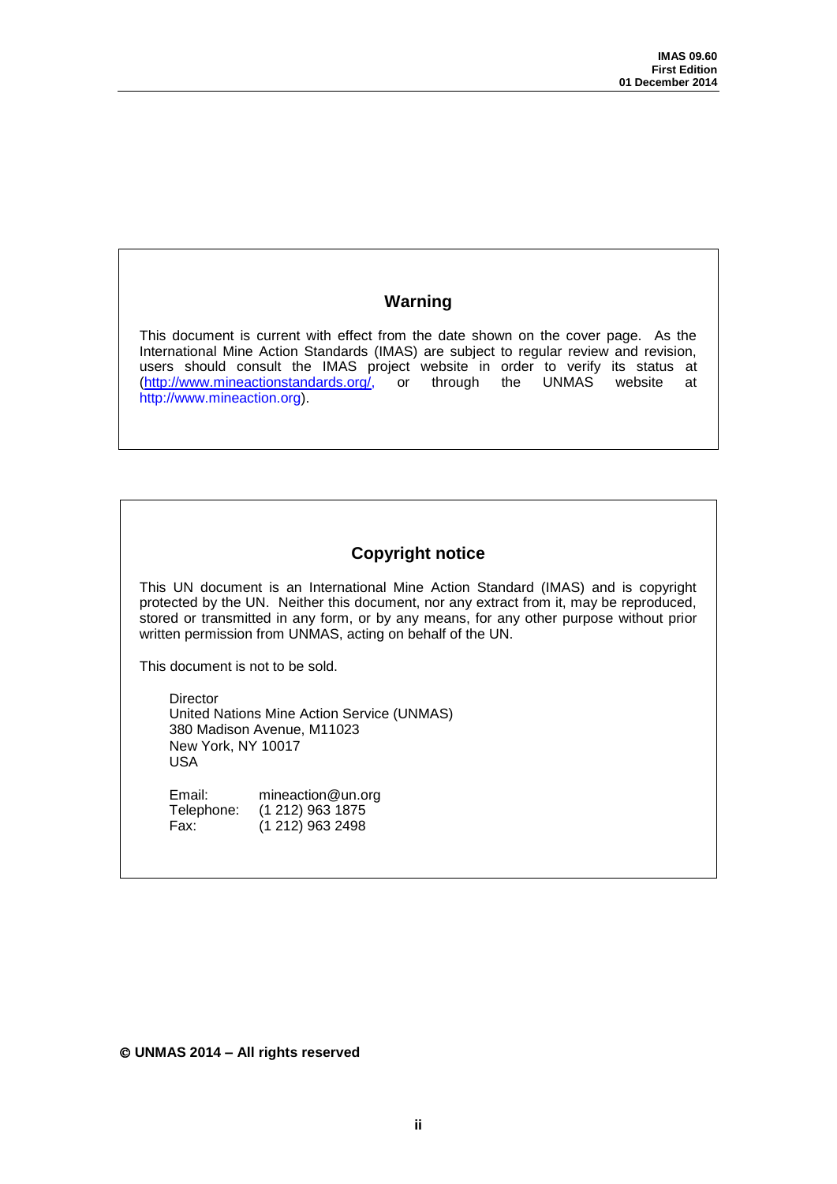## Warning

This document is current with effect from the date shown on the cover page. As the International Mine Action Standards (IMAS) are subject to regular review and revision, users should consult the IMAS project website in order to verify its status at (http://www.mineactionstandards.org/, or through the UNMAS website at http://www.mineaction.org).

## Copyright notice

This UN document is an International Mine Action Standard (IMAS) and is copyright protected by the UN. Neither this document, nor any extract from it, may be reproduced, stored or transmitted in any form, or by any means, for any other purpose without prior written permission from UNMAS, acting on behalf of the UN.

This document is not to be sold.

Director
United Nations Mine Action Service (UNMAS)
380 Madison Avenue, M11023
New York, NY 10017
USA

Email: mineaction@un.org
Telephone: (1 212) 963 1875
Fax: (1 212) 963 2498

**© UNMAS 2014 – All rights reserved**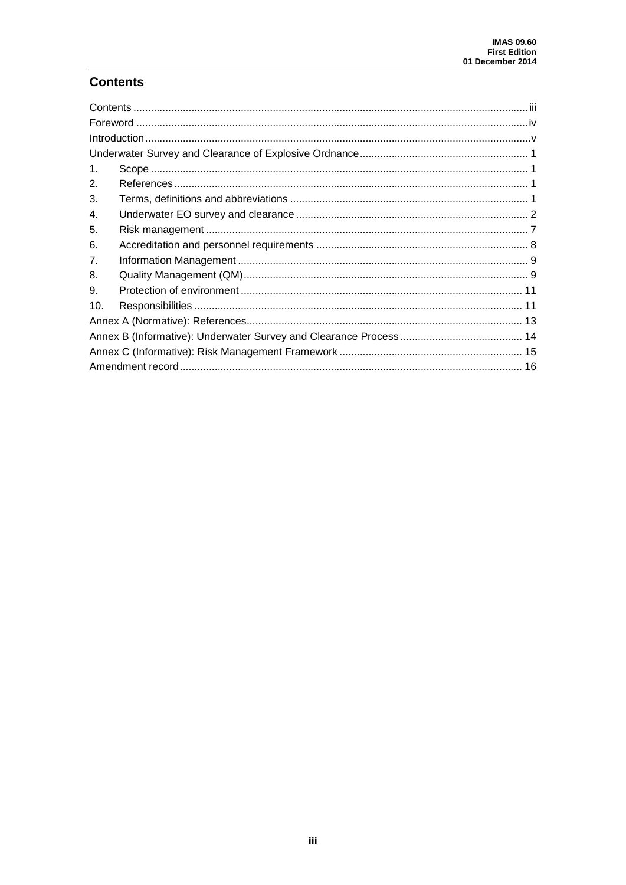# Contents

Contents ..... iii
Foreword ..... iv
Introduction ..... v
Underwater Survey and Clearance of Explosive Ordnance ..... 1
1. Scope ..... 1
2. References ..... 1
3. Terms, definitions and abbreviations ..... 1
4. Underwater EO survey and clearance ..... 2
5. Risk management ..... 7
6. Accreditation and personnel requirements ..... 8
7. Information Management ..... 9
8. Quality Management (QM) ..... 9
9. Protection of environment ..... 11
10. Responsibilities ..... 11
Annex A (Normative): References ..... 13
Annex B (Informative): Underwater Survey and Clearance Process ..... 14
Annex C (Informative): Risk Management Framework ..... 15
Amendment record ..... 16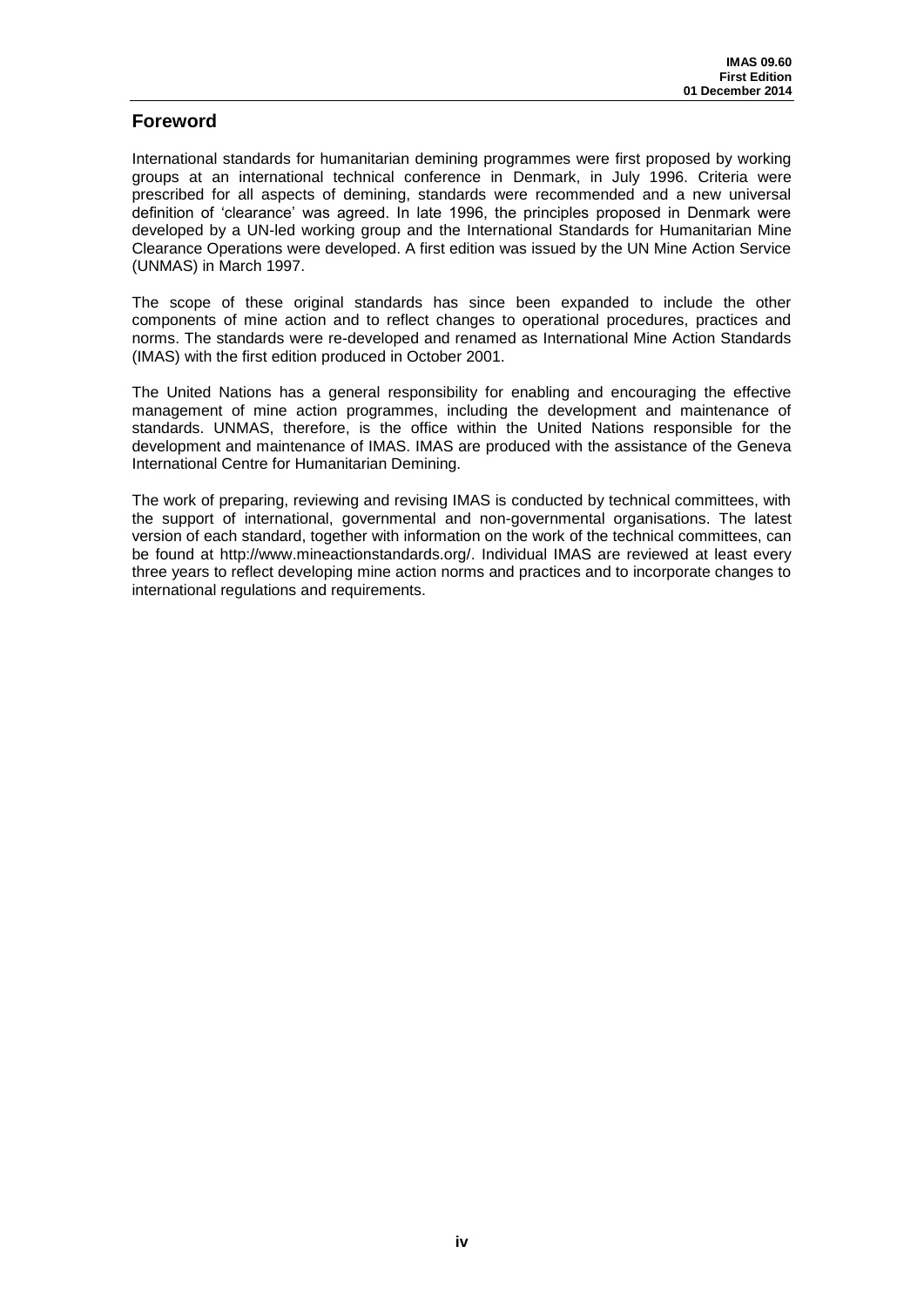## Foreword

International standards for humanitarian demining programmes were first proposed by working groups at an international technical conference in Denmark, in July 1996. Criteria were prescribed for all aspects of demining, standards were recommended and a new universal definition of 'clearance' was agreed. In late 1996, the principles proposed in Denmark were developed by a UN-led working group and the International Standards for Humanitarian Mine Clearance Operations were developed. A first edition was issued by the UN Mine Action Service (UNMAS) in March 1997.

The scope of these original standards has since been expanded to include the other components of mine action and to reflect changes to operational procedures, practices and norms. The standards were re-developed and renamed as International Mine Action Standards (IMAS) with the first edition produced in October 2001.

The United Nations has a general responsibility for enabling and encouraging the effective management of mine action programmes, including the development and maintenance of standards. UNMAS, therefore, is the office within the United Nations responsible for the development and maintenance of IMAS. IMAS are produced with the assistance of the Geneva International Centre for Humanitarian Demining.

The work of preparing, reviewing and revising IMAS is conducted by technical committees, with the support of international, governmental and non-governmental organisations. The latest version of each standard, together with information on the work of the technical committees, can be found at http://www.mineactionstandards.org/. Individual IMAS are reviewed at least every three years to reflect developing mine action norms and practices and to incorporate changes to international regulations and requirements.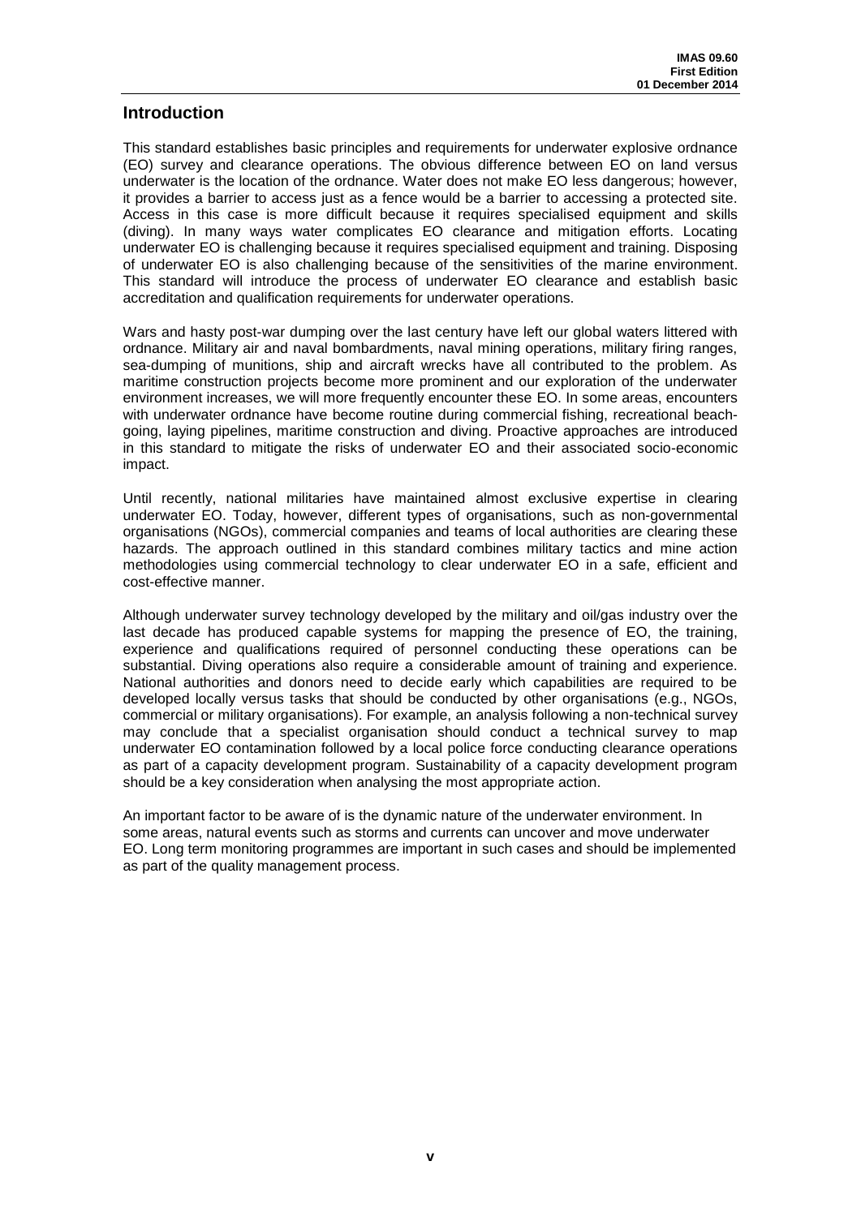## Introduction

This standard establishes basic principles and requirements for underwater explosive ordnance (EO) survey and clearance operations. The obvious difference between EO on land versus underwater is the location of the ordnance. Water does not make EO less dangerous; however, it provides a barrier to access just as a fence would be a barrier to accessing a protected site. Access in this case is more difficult because it requires specialised equipment and skills (diving). In many ways water complicates EO clearance and mitigation efforts. Locating underwater EO is challenging because it requires specialised equipment and training. Disposing of underwater EO is also challenging because of the sensitivities of the marine environment. This standard will introduce the process of underwater EO clearance and establish basic accreditation and qualification requirements for underwater operations.

Wars and hasty post-war dumping over the last century have left our global waters littered with ordnance. Military air and naval bombardments, naval mining operations, military firing ranges, sea-dumping of munitions, ship and aircraft wrecks have all contributed to the problem. As maritime construction projects become more prominent and our exploration of the underwater environment increases, we will more frequently encounter these EO. In some areas, encounters with underwater ordnance have become routine during commercial fishing, recreational beach-going, laying pipelines, maritime construction and diving. Proactive approaches are introduced in this standard to mitigate the risks of underwater EO and their associated socio-economic impact.

Until recently, national militaries have maintained almost exclusive expertise in clearing underwater EO. Today, however, different types of organisations, such as non-governmental organisations (NGOs), commercial companies and teams of local authorities are clearing these hazards. The approach outlined in this standard combines military tactics and mine action methodologies using commercial technology to clear underwater EO in a safe, efficient and cost-effective manner.

Although underwater survey technology developed by the military and oil/gas industry over the last decade has produced capable systems for mapping the presence of EO, the training, experience and qualifications required of personnel conducting these operations can be substantial. Diving operations also require a considerable amount of training and experience. National authorities and donors need to decide early which capabilities are required to be developed locally versus tasks that should be conducted by other organisations (e.g., NGOs, commercial or military organisations). For example, an analysis following a non-technical survey may conclude that a specialist organisation should conduct a technical survey to map underwater EO contamination followed by a local police force conducting clearance operations as part of a capacity development program. Sustainability of a capacity development program should be a key consideration when analysing the most appropriate action.

An important factor to be aware of is the dynamic nature of the underwater environment. In some areas, natural events such as storms and currents can uncover and move underwater EO. Long term monitoring programmes are important in such cases and should be implemented as part of the quality management process.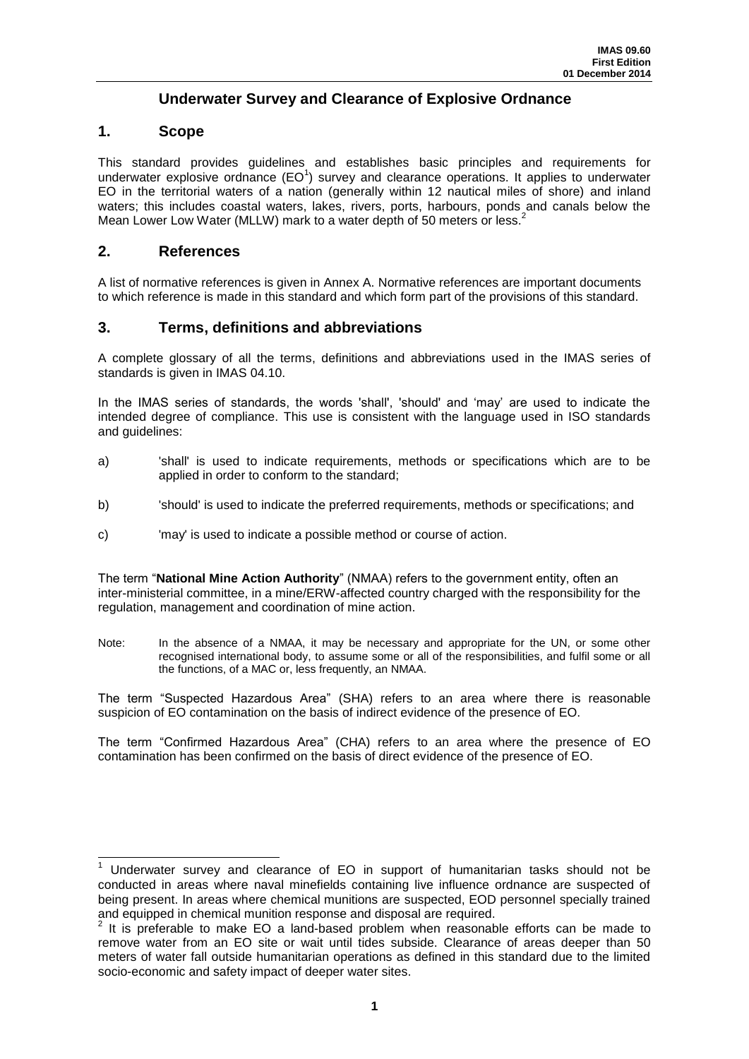# Underwater Survey and Clearance of Explosive Ordnance

## 1. Scope

This standard provides guidelines and establishes basic principles and requirements for underwater explosive ordnance (EO[1]) survey and clearance operations. It applies to underwater EO in the territorial waters of a nation (generally within 12 nautical miles of shore) and inland waters; this includes coastal waters, lakes, rivers, ports, harbours, ponds and canals below the Mean Lower Low Water (MLLW) mark to a water depth of 50 meters or less.[2]

## 2. References

A list of normative references is given in Annex A. Normative references are important documents to which reference is made in this standard and which form part of the provisions of this standard.

## 3. Terms, definitions and abbreviations

A complete glossary of all the terms, definitions and abbreviations used in the IMAS series of standards is given in IMAS 04.10.

In the IMAS series of standards, the words 'shall', 'should' and 'may' are used to indicate the intended degree of compliance. This use is consistent with the language used in ISO standards and guidelines:

a) 'shall' is used to indicate requirements, methods or specifications which are to be applied in order to conform to the standard;

b) 'should' is used to indicate the preferred requirements, methods or specifications; and

c) 'may' is used to indicate a possible method or course of action.

The term "**National Mine Action Authority**" (NMAA) refers to the government entity, often an inter-ministerial committee, in a mine/ERW-affected country charged with the responsibility for the regulation, management and coordination of mine action.

Note: In the absence of a NMAA, it may be necessary and appropriate for the UN, or some other recognised international body, to assume some or all of the responsibilities, and fulfil some or all the functions, of a MAC or, less frequently, an NMAA.

The term "Suspected Hazardous Area" (SHA) refers to an area where there is reasonable suspicion of EO contamination on the basis of indirect evidence of the presence of EO.

The term "Confirmed Hazardous Area" (CHA) refers to an area where the presence of EO contamination has been confirmed on the basis of direct evidence of the presence of EO.

---

[1] Underwater survey and clearance of EO in support of humanitarian tasks should not be conducted in areas where naval minefields containing live influence ordnance are suspected of being present. In areas where chemical munitions are suspected, EOD personnel specially trained and equipped in chemical munition response and disposal are required.

[2] It is preferable to make EO a land-based problem when reasonable efforts can be made to remove water from an EO site or wait until tides subside. Clearance of areas deeper than 50 meters of water fall outside humanitarian operations as defined in this standard due to the limited socio-economic and safety impact of deeper water sites.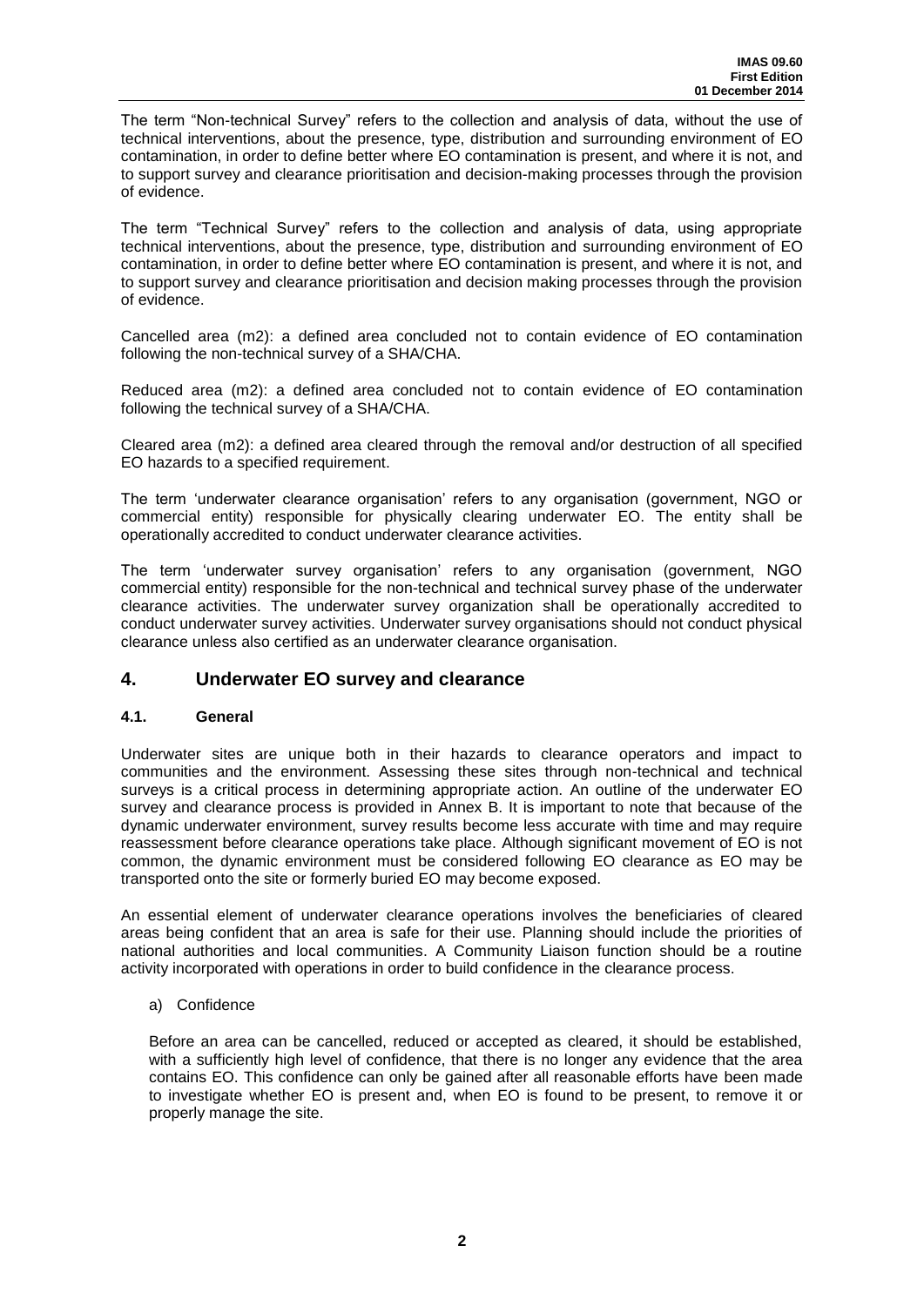The term "Non-technical Survey" refers to the collection and analysis of data, without the use of technical interventions, about the presence, type, distribution and surrounding environment of EO contamination, in order to define better where EO contamination is present, and where it is not, and to support survey and clearance prioritisation and decision-making processes through the provision of evidence.

The term "Technical Survey" refers to the collection and analysis of data, using appropriate technical interventions, about the presence, type, distribution and surrounding environment of EO contamination, in order to define better where EO contamination is present, and where it is not, and to support survey and clearance prioritisation and decision making processes through the provision of evidence.

Cancelled area (m2): a defined area concluded not to contain evidence of EO contamination following the non-technical survey of a SHA/CHA.

Reduced area (m2): a defined area concluded not to contain evidence of EO contamination following the technical survey of a SHA/CHA.

Cleared area (m2): a defined area cleared through the removal and/or destruction of all specified EO hazards to a specified requirement.

The term 'underwater clearance organisation' refers to any organisation (government, NGO or commercial entity) responsible for physically clearing underwater EO. The entity shall be operationally accredited to conduct underwater clearance activities.

The term 'underwater survey organisation' refers to any organisation (government, NGO commercial entity) responsible for the non-technical and technical survey phase of the underwater clearance activities. The underwater survey organization shall be operationally accredited to conduct underwater survey activities. Underwater survey organisations should not conduct physical clearance unless also certified as an underwater clearance organisation.

## 4. Underwater EO survey and clearance

### 4.1. General

Underwater sites are unique both in their hazards to clearance operators and impact to communities and the environment. Assessing these sites through non-technical and technical surveys is a critical process in determining appropriate action. An outline of the underwater EO survey and clearance process is provided in Annex B. It is important to note that because of the dynamic underwater environment, survey results become less accurate with time and may require reassessment before clearance operations take place. Although significant movement of EO is not common, the dynamic environment must be considered following EO clearance as EO may be transported onto the site or formerly buried EO may become exposed.

An essential element of underwater clearance operations involves the beneficiaries of cleared areas being confident that an area is safe for their use. Planning should include the priorities of national authorities and local communities. A Community Liaison function should be a routine activity incorporated with operations in order to build confidence in the clearance process.

a) Confidence

Before an area can be cancelled, reduced or accepted as cleared, it should be established, with a sufficiently high level of confidence, that there is no longer any evidence that the area contains EO. This confidence can only be gained after all reasonable efforts have been made to investigate whether EO is present and, when EO is found to be present, to remove it or properly manage the site.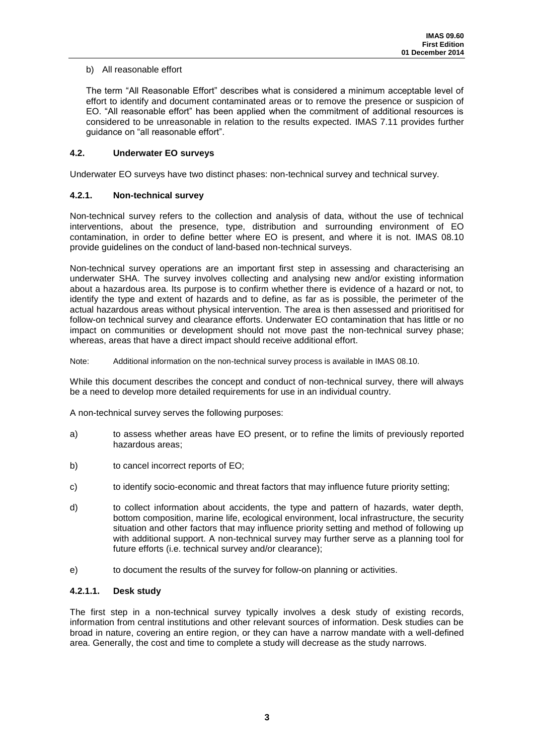b) All reasonable effort

The term "All Reasonable Effort" describes what is considered a minimum acceptable level of effort to identify and document contaminated areas or to remove the presence or suspicion of EO. "All reasonable effort" has been applied when the commitment of additional resources is considered to be unreasonable in relation to the results expected. IMAS 7.11 provides further guidance on "all reasonable effort".

### 4.2. Underwater EO surveys

Underwater EO surveys have two distinct phases: non-technical survey and technical survey.

#### 4.2.1. Non-technical survey

Non-technical survey refers to the collection and analysis of data, without the use of technical interventions, about the presence, type, distribution and surrounding environment of EO contamination, in order to define better where EO is present, and where it is not. IMAS 08.10 provide guidelines on the conduct of land-based non-technical surveys.

Non-technical survey operations are an important first step in assessing and characterising an underwater SHA. The survey involves collecting and analysing new and/or existing information about a hazardous area. Its purpose is to confirm whether there is evidence of a hazard or not, to identify the type and extent of hazards and to define, as far as is possible, the perimeter of the actual hazardous areas without physical intervention. The area is then assessed and prioritised for follow-on technical survey and clearance efforts. Underwater EO contamination that has little or no impact on communities or development should not move past the non-technical survey phase; whereas, areas that have a direct impact should receive additional effort.

Note: Additional information on the non-technical survey process is available in IMAS 08.10.

While this document describes the concept and conduct of non-technical survey, there will always be a need to develop more detailed requirements for use in an individual country.

A non-technical survey serves the following purposes:

a) to assess whether areas have EO present, or to refine the limits of previously reported hazardous areas;

b) to cancel incorrect reports of EO;

c) to identify socio-economic and threat factors that may influence future priority setting;

d) to collect information about accidents, the type and pattern of hazards, water depth, bottom composition, marine life, ecological environment, local infrastructure, the security situation and other factors that may influence priority setting and method of following up with additional support. A non-technical survey may further serve as a planning tool for future efforts (i.e. technical survey and/or clearance);

e) to document the results of the survey for follow-on planning or activities.

##### 4.2.1.1. Desk study

The first step in a non-technical survey typically involves a desk study of existing records, information from central institutions and other relevant sources of information. Desk studies can be broad in nature, covering an entire region, or they can have a narrow mandate with a well-defined area. Generally, the cost and time to complete a study will decrease as the study narrows.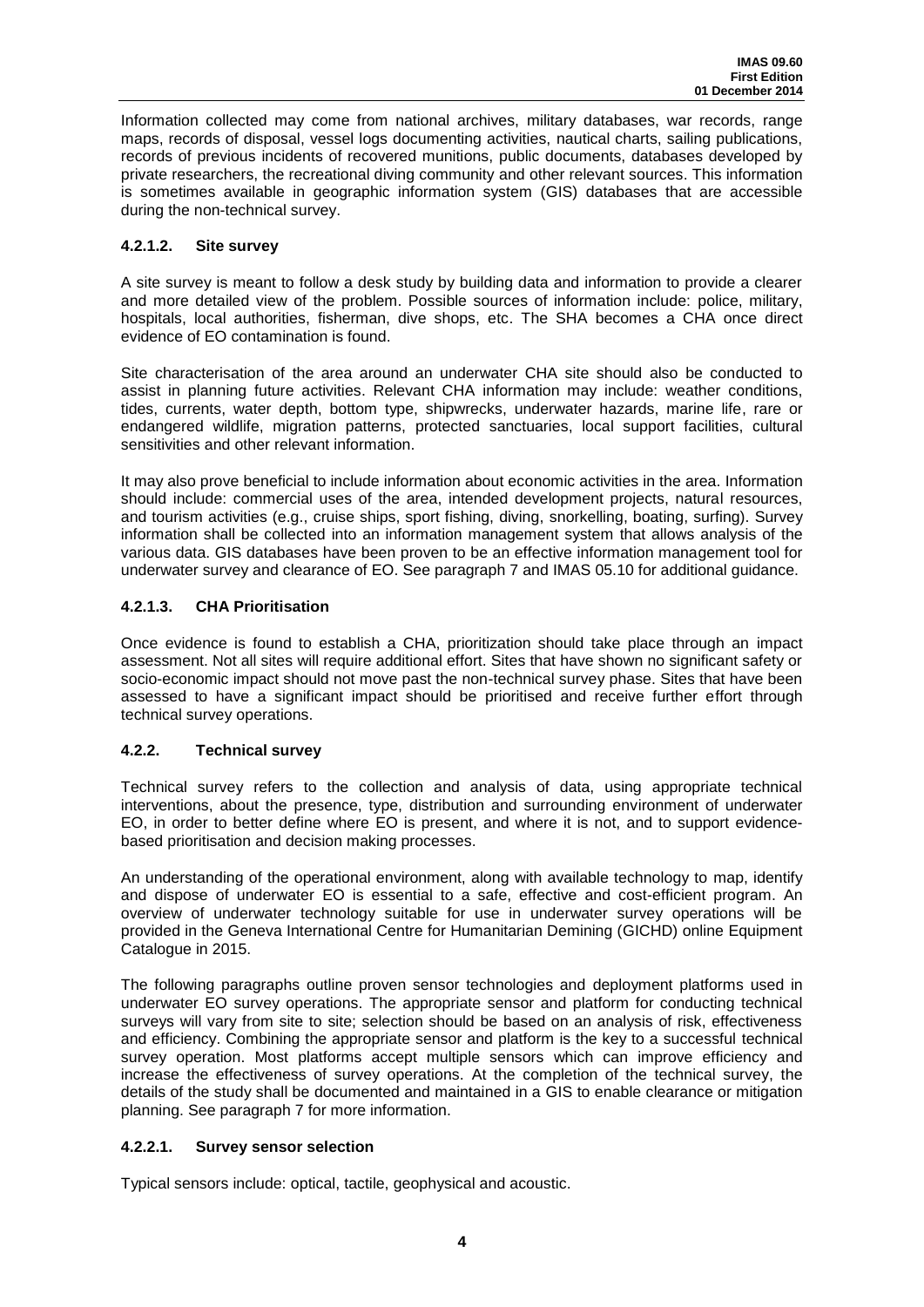Information collected may come from national archives, military databases, war records, range maps, records of disposal, vessel logs documenting activities, nautical charts, sailing publications, records of previous incidents of recovered munitions, public documents, databases developed by private researchers, the recreational diving community and other relevant sources. This information is sometimes available in geographic information system (GIS) databases that are accessible during the non-technical survey.

#### 4.2.1.2. Site survey

A site survey is meant to follow a desk study by building data and information to provide a clearer and more detailed view of the problem. Possible sources of information include: police, military, hospitals, local authorities, fisherman, dive shops, etc. The SHA becomes a CHA once direct evidence of EO contamination is found.

Site characterisation of the area around an underwater CHA site should also be conducted to assist in planning future activities. Relevant CHA information may include: weather conditions, tides, currents, water depth, bottom type, shipwrecks, underwater hazards, marine life, rare or endangered wildlife, migration patterns, protected sanctuaries, local support facilities, cultural sensitivities and other relevant information.

It may also prove beneficial to include information about economic activities in the area. Information should include: commercial uses of the area, intended development projects, natural resources, and tourism activities (e.g., cruise ships, sport fishing, diving, snorkelling, boating, surfing). Survey information shall be collected into an information management system that allows analysis of the various data. GIS databases have been proven to be an effective information management tool for underwater survey and clearance of EO. See paragraph 7 and IMAS 05.10 for additional guidance.

#### 4.2.1.3. CHA Prioritisation

Once evidence is found to establish a CHA, prioritization should take place through an impact assessment. Not all sites will require additional effort. Sites that have shown no significant safety or socio-economic impact should not move past the non-technical survey phase. Sites that have been assessed to have a significant impact should be prioritised and receive further effort through technical survey operations.

### 4.2.2. Technical survey

Technical survey refers to the collection and analysis of data, using appropriate technical interventions, about the presence, type, distribution and surrounding environment of underwater EO, in order to better define where EO is present, and where it is not, and to support evidence-based prioritisation and decision making processes.

An understanding of the operational environment, along with available technology to map, identify and dispose of underwater EO is essential to a safe, effective and cost-efficient program. An overview of underwater technology suitable for use in underwater survey operations will be provided in the Geneva International Centre for Humanitarian Demining (GICHD) online Equipment Catalogue in 2015.

The following paragraphs outline proven sensor technologies and deployment platforms used in underwater EO survey operations. The appropriate sensor and platform for conducting technical surveys will vary from site to site; selection should be based on an analysis of risk, effectiveness and efficiency. Combining the appropriate sensor and platform is the key to a successful technical survey operation. Most platforms accept multiple sensors which can improve efficiency and increase the effectiveness of survey operations. At the completion of the technical survey, the details of the study shall be documented and maintained in a GIS to enable clearance or mitigation planning. See paragraph 7 for more information.

#### 4.2.2.1. Survey sensor selection

Typical sensors include: optical, tactile, geophysical and acoustic.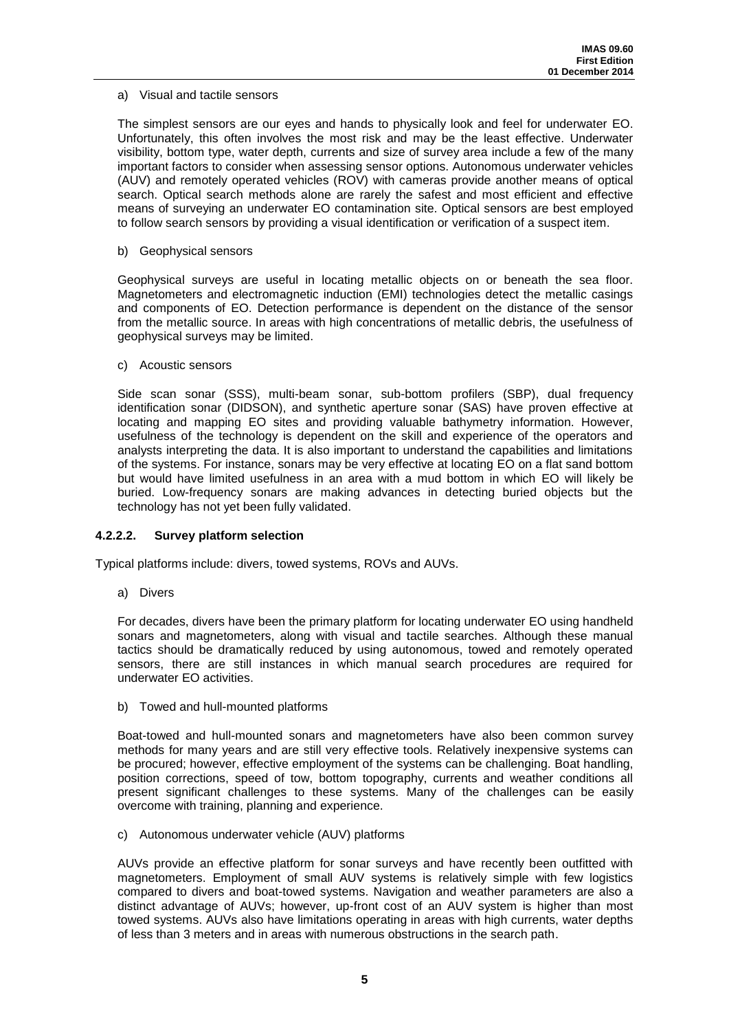a) Visual and tactile sensors

The simplest sensors are our eyes and hands to physically look and feel for underwater EO. Unfortunately, this often involves the most risk and may be the least effective. Underwater visibility, bottom type, water depth, currents and size of survey area include a few of the many important factors to consider when assessing sensor options. Autonomous underwater vehicles (AUV) and remotely operated vehicles (ROV) with cameras provide another means of optical search. Optical search methods alone are rarely the safest and most efficient and effective means of surveying an underwater EO contamination site. Optical sensors are best employed to follow search sensors by providing a visual identification or verification of a suspect item.

b) Geophysical sensors

Geophysical surveys are useful in locating metallic objects on or beneath the sea floor. Magnetometers and electromagnetic induction (EMI) technologies detect the metallic casings and components of EO. Detection performance is dependent on the distance of the sensor from the metallic source. In areas with high concentrations of metallic debris, the usefulness of geophysical surveys may be limited.

c) Acoustic sensors

Side scan sonar (SSS), multi-beam sonar, sub-bottom profilers (SBP), dual frequency identification sonar (DIDSON), and synthetic aperture sonar (SAS) have proven effective at locating and mapping EO sites and providing valuable bathymetry information. However, usefulness of the technology is dependent on the skill and experience of the operators and analysts interpreting the data. It is also important to understand the capabilities and limitations of the systems. For instance, sonars may be very effective at locating EO on a flat sand bottom but would have limited usefulness in an area with a mud bottom in which EO will likely be buried. Low-frequency sonars are making advances in detecting buried objects but the technology has not yet been fully validated.

#### 4.2.2.2. Survey platform selection

Typical platforms include: divers, towed systems, ROVs and AUVs.

a) Divers

For decades, divers have been the primary platform for locating underwater EO using handheld sonars and magnetometers, along with visual and tactile searches. Although these manual tactics should be dramatically reduced by using autonomous, towed and remotely operated sensors, there are still instances in which manual search procedures are required for underwater EO activities.

b) Towed and hull-mounted platforms

Boat-towed and hull-mounted sonars and magnetometers have also been common survey methods for many years and are still very effective tools. Relatively inexpensive systems can be procured; however, effective employment of the systems can be challenging. Boat handling, position corrections, speed of tow, bottom topography, currents and weather conditions all present significant challenges to these systems. Many of the challenges can be easily overcome with training, planning and experience.

c) Autonomous underwater vehicle (AUV) platforms

AUVs provide an effective platform for sonar surveys and have recently been outfitted with magnetometers. Employment of small AUV systems is relatively simple with few logistics compared to divers and boat-towed systems. Navigation and weather parameters are also a distinct advantage of AUVs; however, up-front cost of an AUV system is higher than most towed systems. AUVs also have limitations operating in areas with high currents, water depths of less than 3 meters and in areas with numerous obstructions in the search path.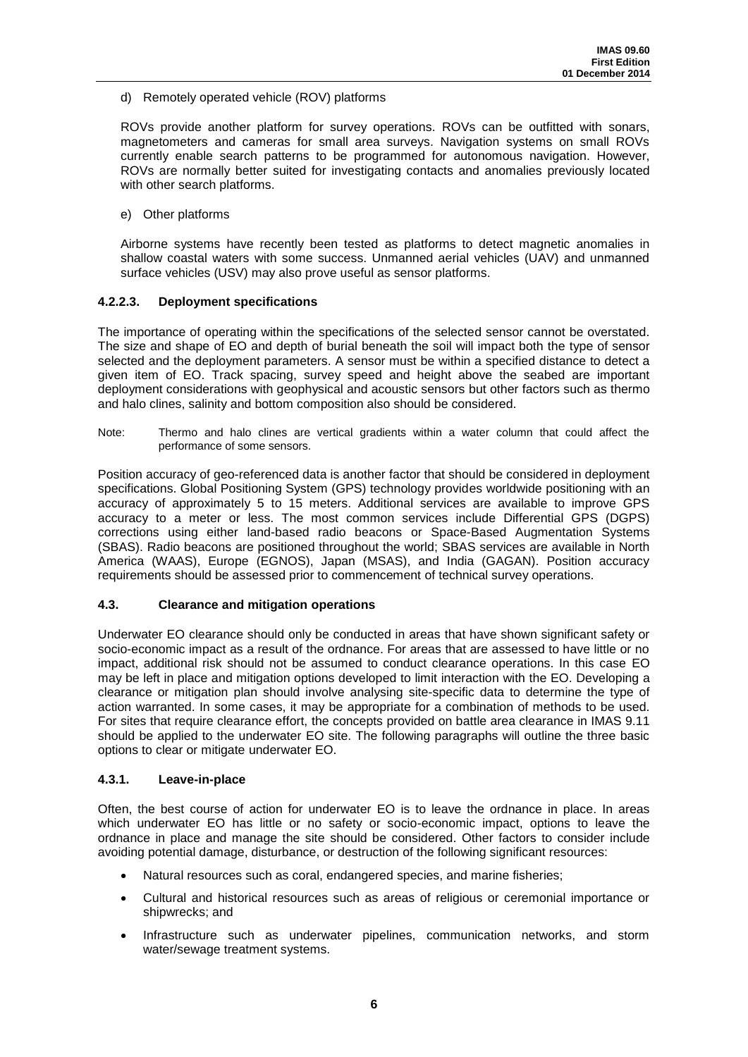d) Remotely operated vehicle (ROV) platforms

ROVs provide another platform for survey operations. ROVs can be outfitted with sonars, magnetometers and cameras for small area surveys. Navigation systems on small ROVs currently enable search patterns to be programmed for autonomous navigation. However, ROVs are normally better suited for investigating contacts and anomalies previously located with other search platforms.

e) Other platforms

Airborne systems have recently been tested as platforms to detect magnetic anomalies in shallow coastal waters with some success. Unmanned aerial vehicles (UAV) and unmanned surface vehicles (USV) may also prove useful as sensor platforms.

#### 4.2.2.3. Deployment specifications

The importance of operating within the specifications of the selected sensor cannot be overstated. The size and shape of EO and depth of burial beneath the soil will impact both the type of sensor selected and the deployment parameters. A sensor must be within a specified distance to detect a given item of EO. Track spacing, survey speed and height above the seabed are important deployment considerations with geophysical and acoustic sensors but other factors such as thermo and halo clines, salinity and bottom composition also should be considered.

Note: Thermo and halo clines are vertical gradients within a water column that could affect the performance of some sensors.

Position accuracy of geo-referenced data is another factor that should be considered in deployment specifications. Global Positioning System (GPS) technology provides worldwide positioning with an accuracy of approximately 5 to 15 meters. Additional services are available to improve GPS accuracy to a meter or less. The most common services include Differential GPS (DGPS) corrections using either land-based radio beacons or Space-Based Augmentation Systems (SBAS). Radio beacons are positioned throughout the world; SBAS services are available in North America (WAAS), Europe (EGNOS), Japan (MSAS), and India (GAGAN). Position accuracy requirements should be assessed prior to commencement of technical survey operations.

### 4.3. Clearance and mitigation operations

Underwater EO clearance should only be conducted in areas that have shown significant safety or socio-economic impact as a result of the ordnance. For areas that are assessed to have little or no impact, additional risk should not be assumed to conduct clearance operations. In this case EO may be left in place and mitigation options developed to limit interaction with the EO. Developing a clearance or mitigation plan should involve analysing site-specific data to determine the type of action warranted. In some cases, it may be appropriate for a combination of methods to be used. For sites that require clearance effort, the concepts provided on battle area clearance in IMAS 9.11 should be applied to the underwater EO site. The following paragraphs will outline the three basic options to clear or mitigate underwater EO.

#### 4.3.1. Leave-in-place

Often, the best course of action for underwater EO is to leave the ordnance in place. In areas which underwater EO has little or no safety or socio-economic impact, options to leave the ordnance in place and manage the site should be considered. Other factors to consider include avoiding potential damage, disturbance, or destruction of the following significant resources:

- Natural resources such as coral, endangered species, and marine fisheries;
- Cultural and historical resources such as areas of religious or ceremonial importance or shipwrecks; and
- Infrastructure such as underwater pipelines, communication networks, and storm water/sewage treatment systems.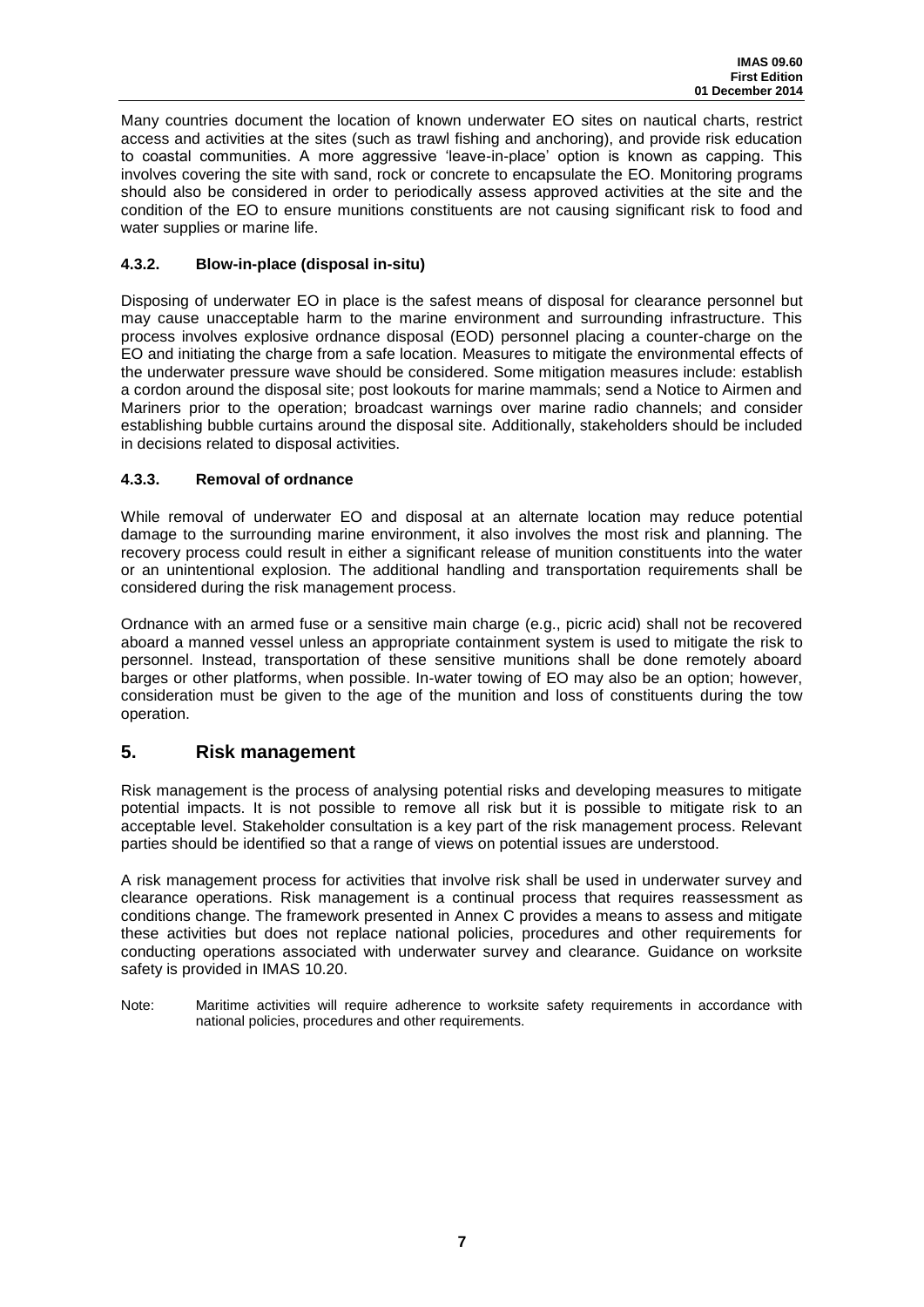Many countries document the location of known underwater EO sites on nautical charts, restrict access and activities at the sites (such as trawl fishing and anchoring), and provide risk education to coastal communities. A more aggressive 'leave-in-place' option is known as capping. This involves covering the site with sand, rock or concrete to encapsulate the EO. Monitoring programs should also be considered in order to periodically assess approved activities at the site and the condition of the EO to ensure munitions constituents are not causing significant risk to food and water supplies or marine life.

### 4.3.2. Blow-in-place (disposal in-situ)

Disposing of underwater EO in place is the safest means of disposal for clearance personnel but may cause unacceptable harm to the marine environment and surrounding infrastructure. This process involves explosive ordnance disposal (EOD) personnel placing a counter-charge on the EO and initiating the charge from a safe location. Measures to mitigate the environmental effects of the underwater pressure wave should be considered. Some mitigation measures include: establish a cordon around the disposal site; post lookouts for marine mammals; send a Notice to Airmen and Mariners prior to the operation; broadcast warnings over marine radio channels; and consider establishing bubble curtains around the disposal site. Additionally, stakeholders should be included in decisions related to disposal activities.

### 4.3.3. Removal of ordnance

While removal of underwater EO and disposal at an alternate location may reduce potential damage to the surrounding marine environment, it also involves the most risk and planning. The recovery process could result in either a significant release of munition constituents into the water or an unintentional explosion. The additional handling and transportation requirements shall be considered during the risk management process.

Ordnance with an armed fuse or a sensitive main charge (e.g., picric acid) shall not be recovered aboard a manned vessel unless an appropriate containment system is used to mitigate the risk to personnel. Instead, transportation of these sensitive munitions shall be done remotely aboard barges or other platforms, when possible. In-water towing of EO may also be an option; however, consideration must be given to the age of the munition and loss of constituents during the tow operation.

## 5. Risk management

Risk management is the process of analysing potential risks and developing measures to mitigate potential impacts. It is not possible to remove all risk but it is possible to mitigate risk to an acceptable level. Stakeholder consultation is a key part of the risk management process. Relevant parties should be identified so that a range of views on potential issues are understood.

A risk management process for activities that involve risk shall be used in underwater survey and clearance operations. Risk management is a continual process that requires reassessment as conditions change. The framework presented in Annex C provides a means to assess and mitigate these activities but does not replace national policies, procedures and other requirements for conducting operations associated with underwater survey and clearance. Guidance on worksite safety is provided in IMAS 10.20.

Note: Maritime activities will require adherence to worksite safety requirements in accordance with national policies, procedures and other requirements.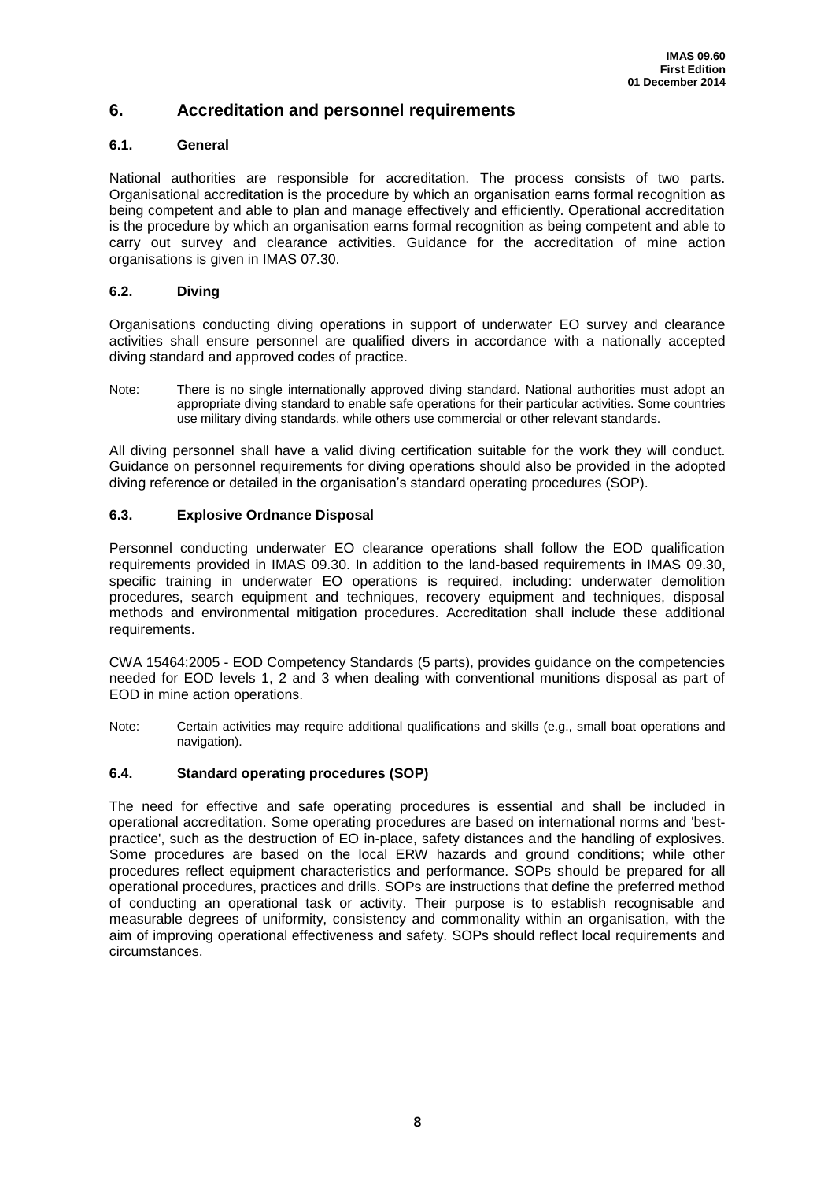## 6. Accreditation and personnel requirements

### 6.1. General

National authorities are responsible for accreditation. The process consists of two parts. Organisational accreditation is the procedure by which an organisation earns formal recognition as being competent and able to plan and manage effectively and efficiently. Operational accreditation is the procedure by which an organisation earns formal recognition as being competent and able to carry out survey and clearance activities. Guidance for the accreditation of mine action organisations is given in IMAS 07.30.

### 6.2. Diving

Organisations conducting diving operations in support of underwater EO survey and clearance activities shall ensure personnel are qualified divers in accordance with a nationally accepted diving standard and approved codes of practice.

Note: There is no single internationally approved diving standard. National authorities must adopt an appropriate diving standard to enable safe operations for their particular activities. Some countries use military diving standards, while others use commercial or other relevant standards.

All diving personnel shall have a valid diving certification suitable for the work they will conduct. Guidance on personnel requirements for diving operations should also be provided in the adopted diving reference or detailed in the organisation's standard operating procedures (SOP).

### 6.3. Explosive Ordnance Disposal

Personnel conducting underwater EO clearance operations shall follow the EOD qualification requirements provided in IMAS 09.30. In addition to the land-based requirements in IMAS 09.30, specific training in underwater EO operations is required, including: underwater demolition procedures, search equipment and techniques, recovery equipment and techniques, disposal methods and environmental mitigation procedures. Accreditation shall include these additional requirements.

CWA 15464:2005 - EOD Competency Standards (5 parts), provides guidance on the competencies needed for EOD levels 1, 2 and 3 when dealing with conventional munitions disposal as part of EOD in mine action operations.

Note: Certain activities may require additional qualifications and skills (e.g., small boat operations and navigation).

### 6.4. Standard operating procedures (SOP)

The need for effective and safe operating procedures is essential and shall be included in operational accreditation. Some operating procedures are based on international norms and 'best-practice', such as the destruction of EO in-place, safety distances and the handling of explosives. Some procedures are based on the local ERW hazards and ground conditions; while other procedures reflect equipment characteristics and performance. SOPs should be prepared for all operational procedures, practices and drills. SOPs are instructions that define the preferred method of conducting an operational task or activity. Their purpose is to establish recognisable and measurable degrees of uniformity, consistency and commonality within an organisation, with the aim of improving operational effectiveness and safety. SOPs should reflect local requirements and circumstances.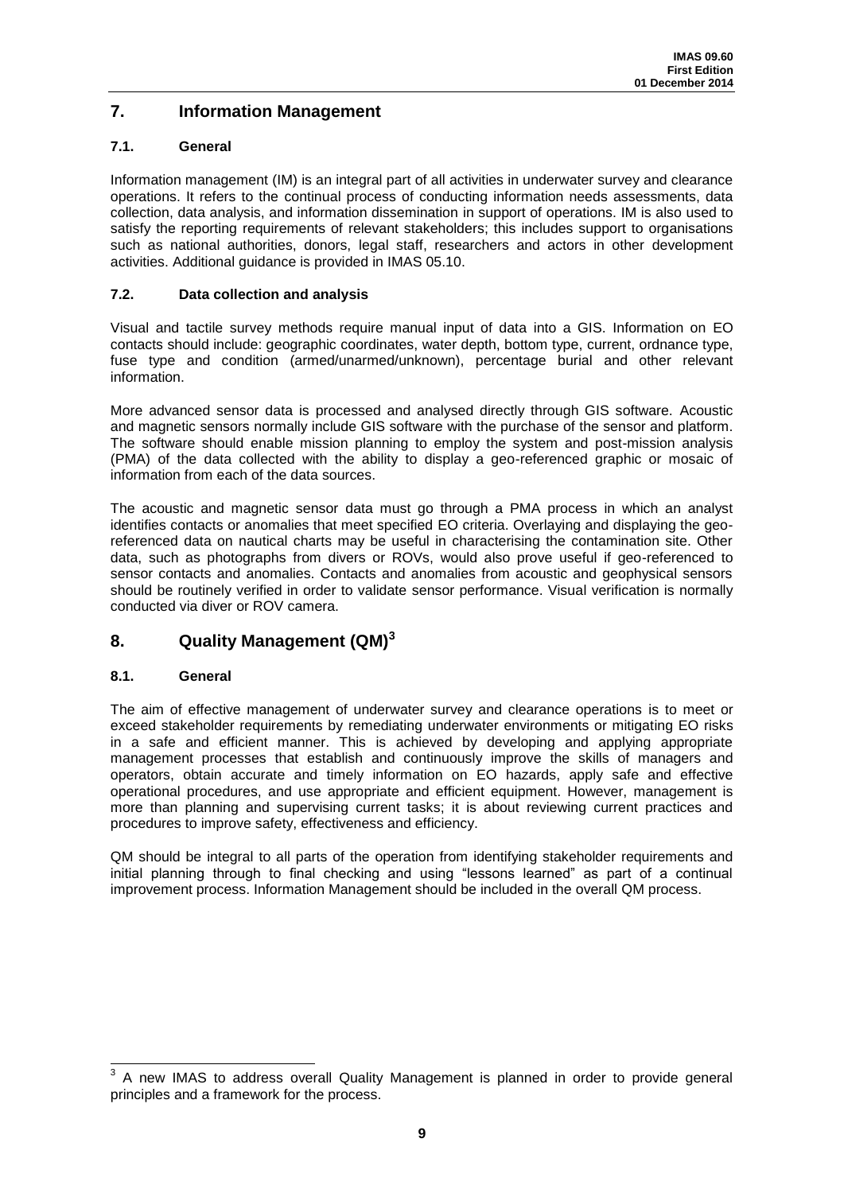## 7. Information Management

### 7.1. General

Information management (IM) is an integral part of all activities in underwater survey and clearance operations. It refers to the continual process of conducting information needs assessments, data collection, data analysis, and information dissemination in support of operations. IM is also used to satisfy the reporting requirements of relevant stakeholders; this includes support to organisations such as national authorities, donors, legal staff, researchers and actors in other development activities. Additional guidance is provided in IMAS 05.10.

### 7.2. Data collection and analysis

Visual and tactile survey methods require manual input of data into a GIS. Information on EO contacts should include: geographic coordinates, water depth, bottom type, current, ordnance type, fuse type and condition (armed/unarmed/unknown), percentage burial and other relevant information.

More advanced sensor data is processed and analysed directly through GIS software. Acoustic and magnetic sensors normally include GIS software with the purchase of the sensor and platform. The software should enable mission planning to employ the system and post-mission analysis (PMA) of the data collected with the ability to display a geo-referenced graphic or mosaic of information from each of the data sources.

The acoustic and magnetic sensor data must go through a PMA process in which an analyst identifies contacts or anomalies that meet specified EO criteria. Overlaying and displaying the geo-referenced data on nautical charts may be useful in characterising the contamination site. Other data, such as photographs from divers or ROVs, would also prove useful if geo-referenced to sensor contacts and anomalies. Contacts and anomalies from acoustic and geophysical sensors should be routinely verified in order to validate sensor performance. Visual verification is normally conducted via diver or ROV camera.

## 8. Quality Management (QM)[3]

### 8.1. General

The aim of effective management of underwater survey and clearance operations is to meet or exceed stakeholder requirements by remediating underwater environments or mitigating EO risks in a safe and efficient manner. This is achieved by developing and applying appropriate management processes that establish and continuously improve the skills of managers and operators, obtain accurate and timely information on EO hazards, apply safe and effective operational procedures, and use appropriate and efficient equipment. However, management is more than planning and supervising current tasks; it is about reviewing current practices and procedures to improve safety, effectiveness and efficiency.

QM should be integral to all parts of the operation from identifying stakeholder requirements and initial planning through to final checking and using "lessons learned" as part of a continual improvement process. Information Management should be included in the overall QM process.

---

[3] A new IMAS to address overall Quality Management is planned in order to provide general principles and a framework for the process.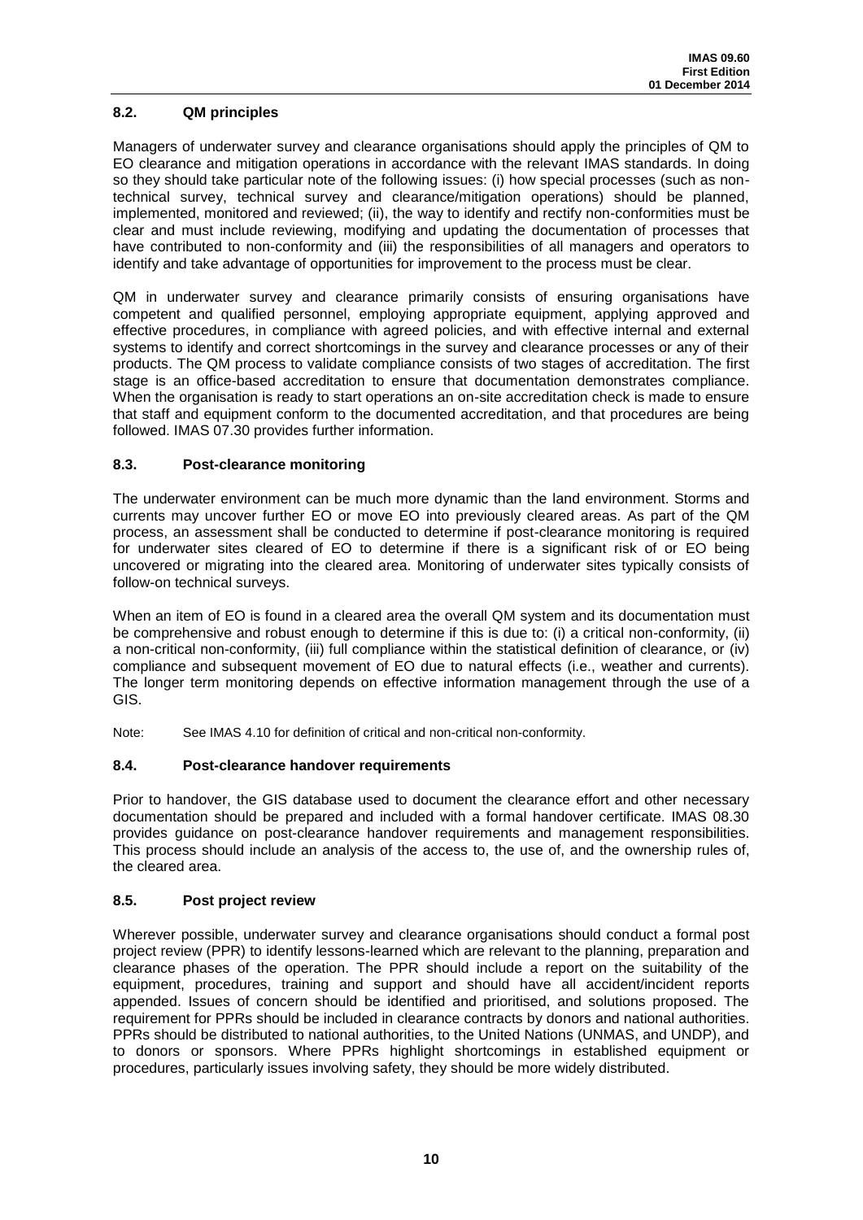### 8.2. QM principles

Managers of underwater survey and clearance organisations should apply the principles of QM to EO clearance and mitigation operations in accordance with the relevant IMAS standards. In doing so they should take particular note of the following issues: (i) how special processes (such as non-technical survey, technical survey and clearance/mitigation operations) should be planned, implemented, monitored and reviewed; (ii), the way to identify and rectify non-conformities must be clear and must include reviewing, modifying and updating the documentation of processes that have contributed to non-conformity and (iii) the responsibilities of all managers and operators to identify and take advantage of opportunities for improvement to the process must be clear.

QM in underwater survey and clearance primarily consists of ensuring organisations have competent and qualified personnel, employing appropriate equipment, applying approved and effective procedures, in compliance with agreed policies, and with effective internal and external systems to identify and correct shortcomings in the survey and clearance processes or any of their products. The QM process to validate compliance consists of two stages of accreditation. The first stage is an office-based accreditation to ensure that documentation demonstrates compliance. When the organisation is ready to start operations an on-site accreditation check is made to ensure that staff and equipment conform to the documented accreditation, and that procedures are being followed. IMAS 07.30 provides further information.

### 8.3. Post-clearance monitoring

The underwater environment can be much more dynamic than the land environment. Storms and currents may uncover further EO or move EO into previously cleared areas. As part of the QM process, an assessment shall be conducted to determine if post-clearance monitoring is required for underwater sites cleared of EO to determine if there is a significant risk of or EO being uncovered or migrating into the cleared area. Monitoring of underwater sites typically consists of follow-on technical surveys.

When an item of EO is found in a cleared area the overall QM system and its documentation must be comprehensive and robust enough to determine if this is due to: (i) a critical non-conformity, (ii) a non-critical non-conformity, (iii) full compliance within the statistical definition of clearance, or (iv) compliance and subsequent movement of EO due to natural effects (i.e., weather and currents). The longer term monitoring depends on effective information management through the use of a GIS.

Note: See IMAS 4.10 for definition of critical and non-critical non-conformity.

### 8.4. Post-clearance handover requirements

Prior to handover, the GIS database used to document the clearance effort and other necessary documentation should be prepared and included with a formal handover certificate. IMAS 08.30 provides guidance on post-clearance handover requirements and management responsibilities. This process should include an analysis of the access to, the use of, and the ownership rules of, the cleared area.

### 8.5. Post project review

Wherever possible, underwater survey and clearance organisations should conduct a formal post project review (PPR) to identify lessons-learned which are relevant to the planning, preparation and clearance phases of the operation. The PPR should include a report on the suitability of the equipment, procedures, training and support and should have all accident/incident reports appended. Issues of concern should be identified and prioritised, and solutions proposed. The requirement for PPRs should be included in clearance contracts by donors and national authorities. PPRs should be distributed to national authorities, to the United Nations (UNMAS, and UNDP), and to donors or sponsors. Where PPRs highlight shortcomings in established equipment or procedures, particularly issues involving safety, they should be more widely distributed.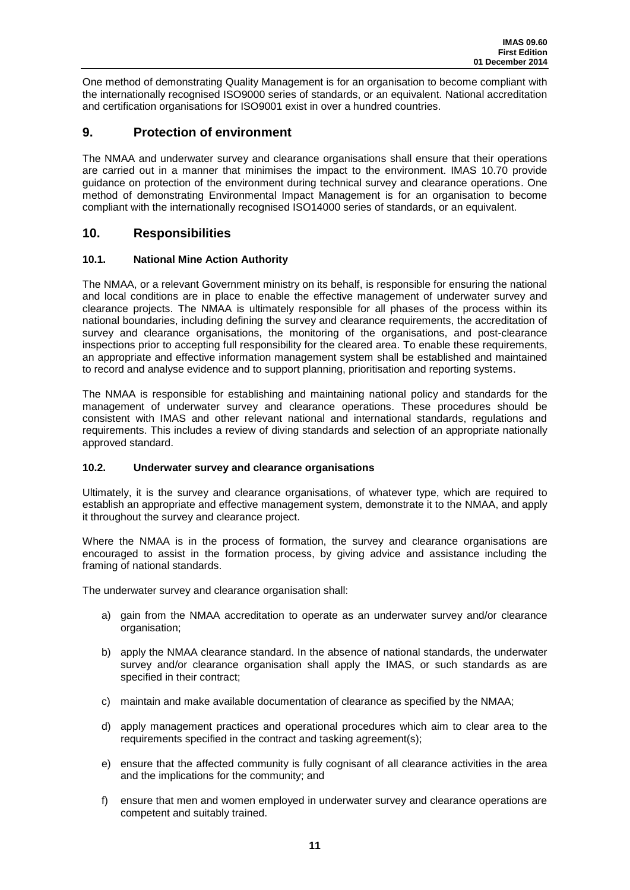One method of demonstrating Quality Management is for an organisation to become compliant with the internationally recognised ISO9000 series of standards, or an equivalent. National accreditation and certification organisations for ISO9001 exist in over a hundred countries.

## 9. Protection of environment

The NMAA and underwater survey and clearance organisations shall ensure that their operations are carried out in a manner that minimises the impact to the environment. IMAS 10.70 provide guidance on protection of the environment during technical survey and clearance operations. One method of demonstrating Environmental Impact Management is for an organisation to become compliant with the internationally recognised ISO14000 series of standards, or an equivalent.

## 10. Responsibilities

### 10.1. National Mine Action Authority

The NMAA, or a relevant Government ministry on its behalf, is responsible for ensuring the national and local conditions are in place to enable the effective management of underwater survey and clearance projects. The NMAA is ultimately responsible for all phases of the process within its national boundaries, including defining the survey and clearance requirements, the accreditation of survey and clearance organisations, the monitoring of the organisations, and post-clearance inspections prior to accepting full responsibility for the cleared area. To enable these requirements, an appropriate and effective information management system shall be established and maintained to record and analyse evidence and to support planning, prioritisation and reporting systems.

The NMAA is responsible for establishing and maintaining national policy and standards for the management of underwater survey and clearance operations. These procedures should be consistent with IMAS and other relevant national and international standards, regulations and requirements. This includes a review of diving standards and selection of an appropriate nationally approved standard.

### 10.2. Underwater survey and clearance organisations

Ultimately, it is the survey and clearance organisations, of whatever type, which are required to establish an appropriate and effective management system, demonstrate it to the NMAA, and apply it throughout the survey and clearance project.

Where the NMAA is in the process of formation, the survey and clearance organisations are encouraged to assist in the formation process, by giving advice and assistance including the framing of national standards.

The underwater survey and clearance organisation shall:

a) gain from the NMAA accreditation to operate as an underwater survey and/or clearance organisation;

b) apply the NMAA clearance standard. In the absence of national standards, the underwater survey and/or clearance organisation shall apply the IMAS, or such standards as are specified in their contract;

c) maintain and make available documentation of clearance as specified by the NMAA;

d) apply management practices and operational procedures which aim to clear area to the requirements specified in the contract and tasking agreement(s);

e) ensure that the affected community is fully cognisant of all clearance activities in the area and the implications for the community; and

f) ensure that men and women employed in underwater survey and clearance operations are competent and suitably trained.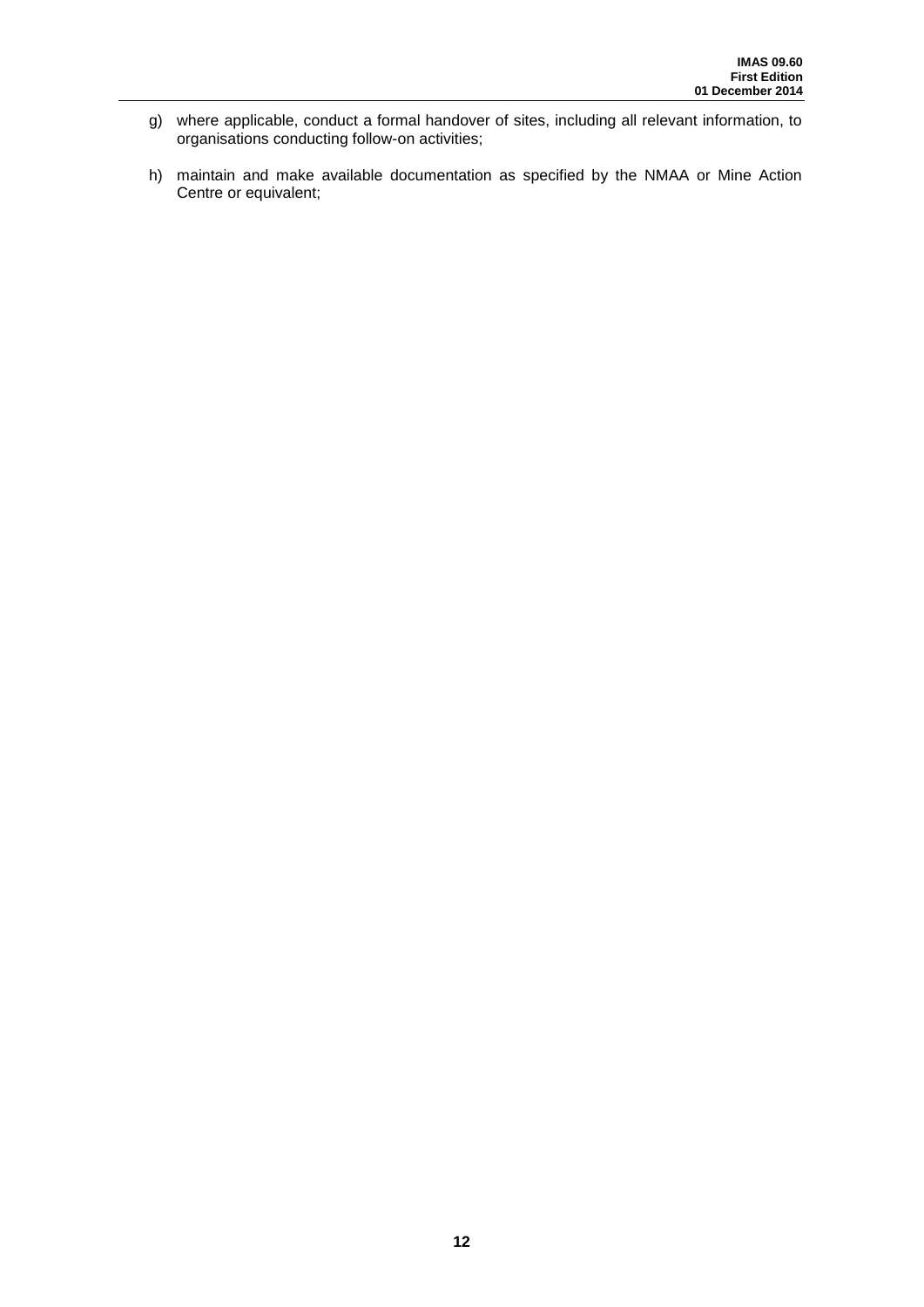g) where applicable, conduct a formal handover of sites, including all relevant information, to organisations conducting follow-on activities;

h) maintain and make available documentation as specified by the NMAA or Mine Action Centre or equivalent;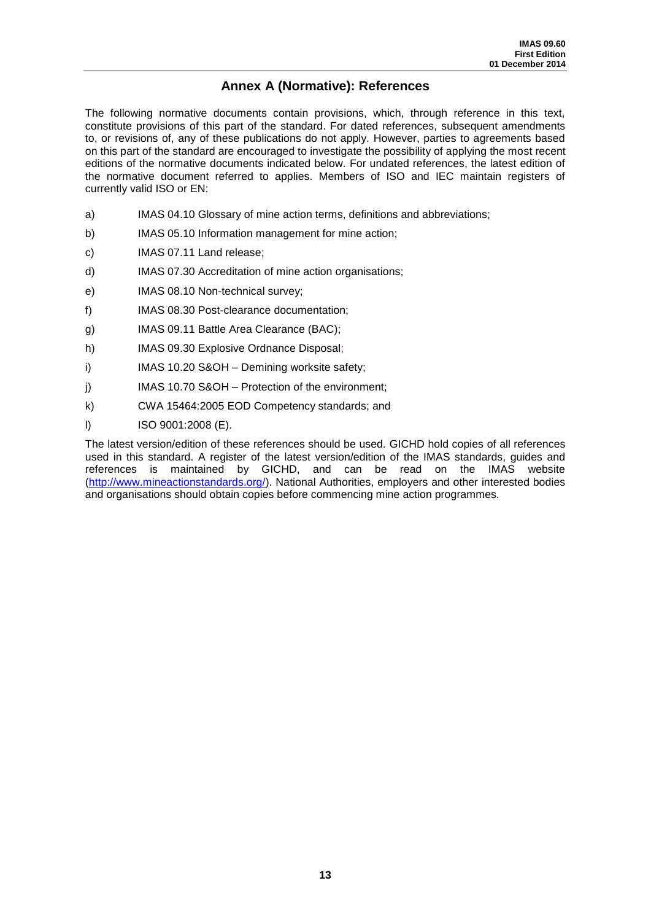## Annex A (Normative): References

The following normative documents contain provisions, which, through reference in this text, constitute provisions of this part of the standard. For dated references, subsequent amendments to, or revisions of, any of these publications do not apply. However, parties to agreements based on this part of the standard are encouraged to investigate the possibility of applying the most recent editions of the normative documents indicated below. For undated references, the latest edition of the normative document referred to applies. Members of ISO and IEC maintain registers of currently valid ISO or EN:

a) IMAS 04.10 Glossary of mine action terms, definitions and abbreviations;

b) IMAS 05.10 Information management for mine action;

c) IMAS 07.11 Land release;

d) IMAS 07.30 Accreditation of mine action organisations;

e) IMAS 08.10 Non-technical survey;

f) IMAS 08.30 Post-clearance documentation;

g) IMAS 09.11 Battle Area Clearance (BAC);

h) IMAS 09.30 Explosive Ordnance Disposal;

i) IMAS 10.20 S&OH – Demining worksite safety;

j) IMAS 10.70 S&OH – Protection of the environment;

k) CWA 15464:2005 EOD Competency standards; and

l) ISO 9001:2008 (E).

The latest version/edition of these references should be used. GICHD hold copies of all references used in this standard. A register of the latest version/edition of the IMAS standards, guides and references is maintained by GICHD, and can be read on the IMAS website (http://www.mineactionstandards.org/). National Authorities, employers and other interested bodies and organisations should obtain copies before commencing mine action programmes.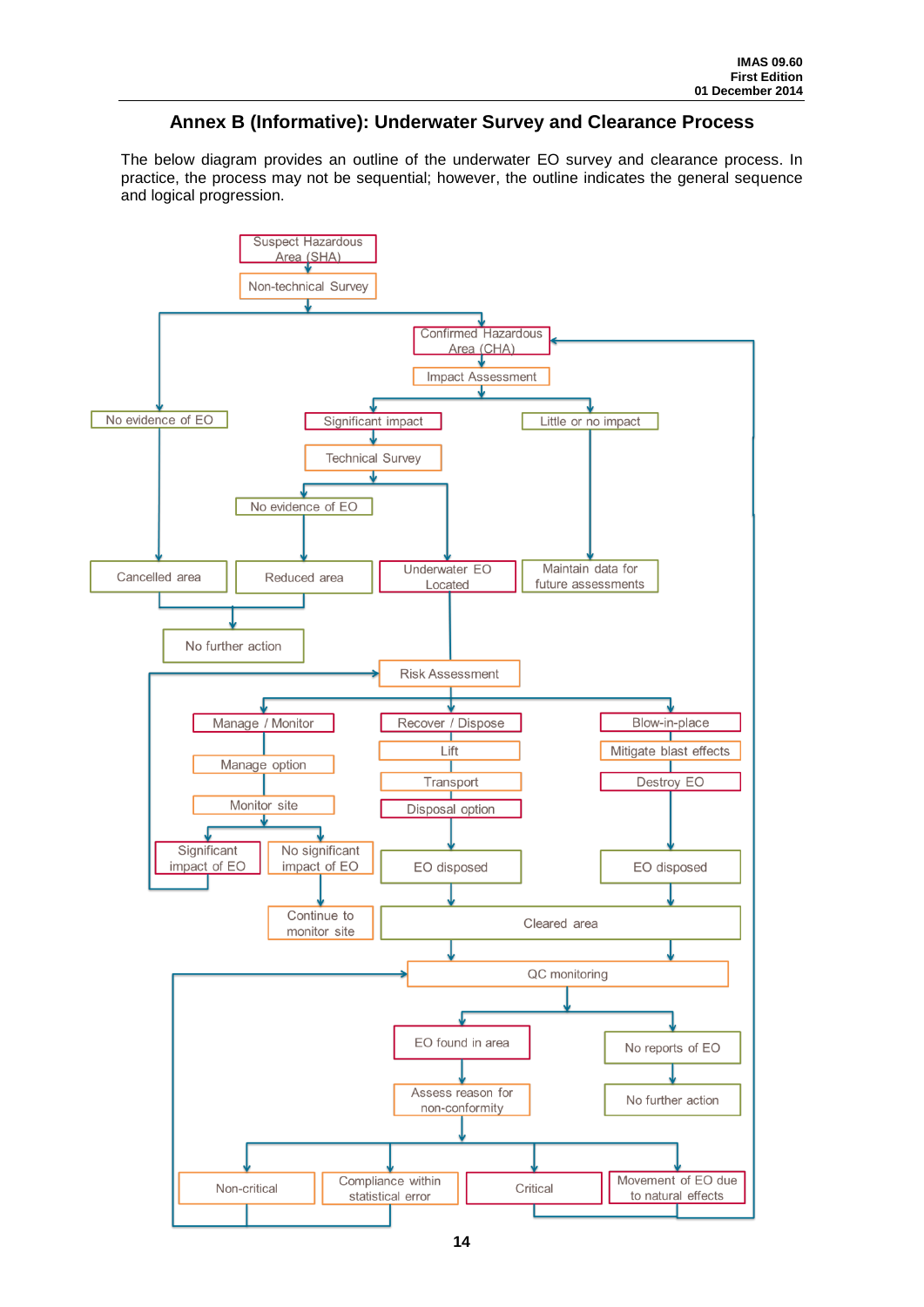## Annex B (Informative): Underwater Survey and Clearance Process

The below diagram provides an outline of the underwater EO survey and clearance process. In practice, the process may not be sequential; however, the outline indicates the general sequence and logical progression.

Suspect Hazardous Area (SHA)

Non-technical Survey

Confirmed Hazardous Area (CHA)

Impact Assessment

No evidence of EO

Significant impact

Little or no impact

Technical Survey

No evidence of EO

Cancelled area

Reduced area

Underwater EO Located

Maintain data for future assessments

No further action

Risk Assessment

Manage / Monitor

Recover / Dispose

Blow-in-place

Manage option

Lift

Mitigate blast effects

Transport

Destroy EO

Monitor site

Disposal option

Significant impact of EO

No significant impact of EO

EO disposed

EO disposed

Continue to monitor site

Cleared area

QC monitoring

EO found in area

No reports of EO

Assess reason for non-conformity

No further action

Non-critical

Compliance within statistical error

Critical

Movement of EO due to natural effects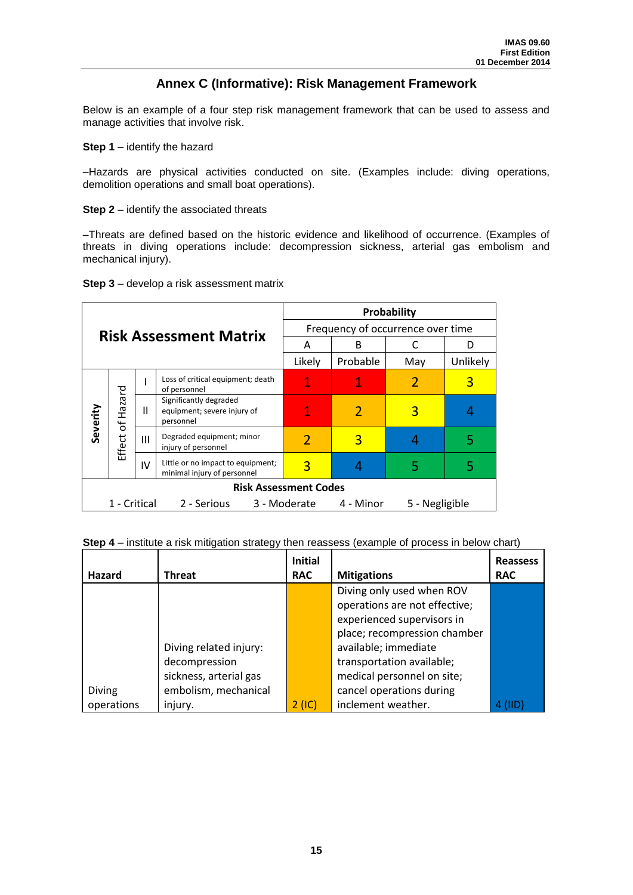## Annex C (Informative): Risk Management Framework

Below is an example of a four step risk management framework that can be used to assess and manage activities that involve risk.

**Step 1** – identify the hazard

–Hazards are physical activities conducted on site. (Examples include: diving operations, demolition operations and small boat operations).

**Step 2** – identify the associated threats

–Threats are defined based on the historic evidence and likelihood of occurrence. (Examples of threats in diving operations include: decompression sickness, arterial gas embolism and mechanical injury).

**Step 3** – develop a risk assessment matrix

| **Risk Assessment Matrix** | | | | **Probability** | | | |
|---|---|---|---|---|---|---|---|
| | | | | Frequency of occurrence over time | | | |
| | | | | A | B | C | D |
| | | | | Likely | Probable | May | Unlikely |
| **Severity** | Effect of Hazard | I | Loss of critical equipment; death of personnel | 1 | 1 | 2 | 3 |
| | | II | Significantly degraded equipment; severe injury of personnel | 1 | 2 | 3 | 4 |
| | | III | Degraded equipment; minor injury of personnel | 2 | 3 | 4 | 5 |
| | | IV | Little or no impact to equipment; minimal injury of personnel | 3 | 4 | 5 | 5 |
| **Risk Assessment Codes** | | | | | | | |
| 1 - Critical | 2 - Serious | 3 - Moderate | 4 - Minor | 5 - Negligible | | | |

**Step 4** – institute a risk mitigation strategy then reassess (example of process in below chart)

| **Hazard** | **Threat** | **Initial RAC** | **Mitigations** | **Reassess RAC** |
|---|---|---|---|---|
| Diving operations | Diving related injury: decompression sickness, arterial gas embolism, mechanical injury. | 2 (IC) | Diving only used when ROV operations are not effective; experienced supervisors in place; recompression chamber available; immediate transportation available; medical personnel on site; cancel operations during inclement weather. | 4 (IID) |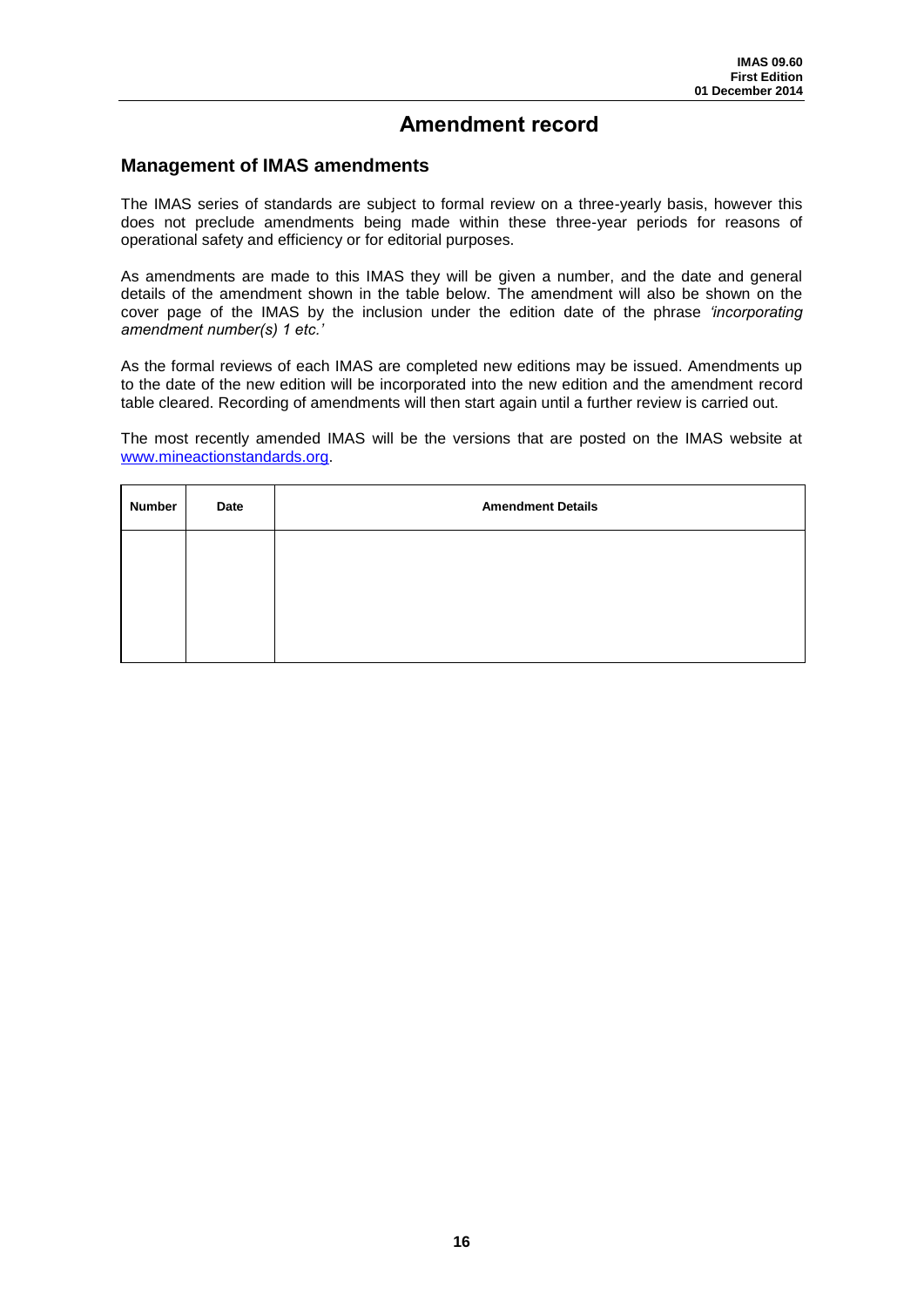# Amendment record

## Management of IMAS amendments

The IMAS series of standards are subject to formal review on a three-yearly basis, however this does not preclude amendments being made within these three-year periods for reasons of operational safety and efficiency or for editorial purposes.

As amendments are made to this IMAS they will be given a number, and the date and general details of the amendment shown in the table below. The amendment will also be shown on the cover page of the IMAS by the inclusion under the edition date of the phrase *'incorporating amendment number(s) 1 etc.'*

As the formal reviews of each IMAS are completed new editions may be issued. Amendments up to the date of the new edition will be incorporated into the new edition and the amendment record table cleared. Recording of amendments will then start again until a further review is carried out.

The most recently amended IMAS will be the versions that are posted on the IMAS website at www.mineactionstandards.org.

| Number | Date | Amendment Details |
|---|---|---|
| | | |